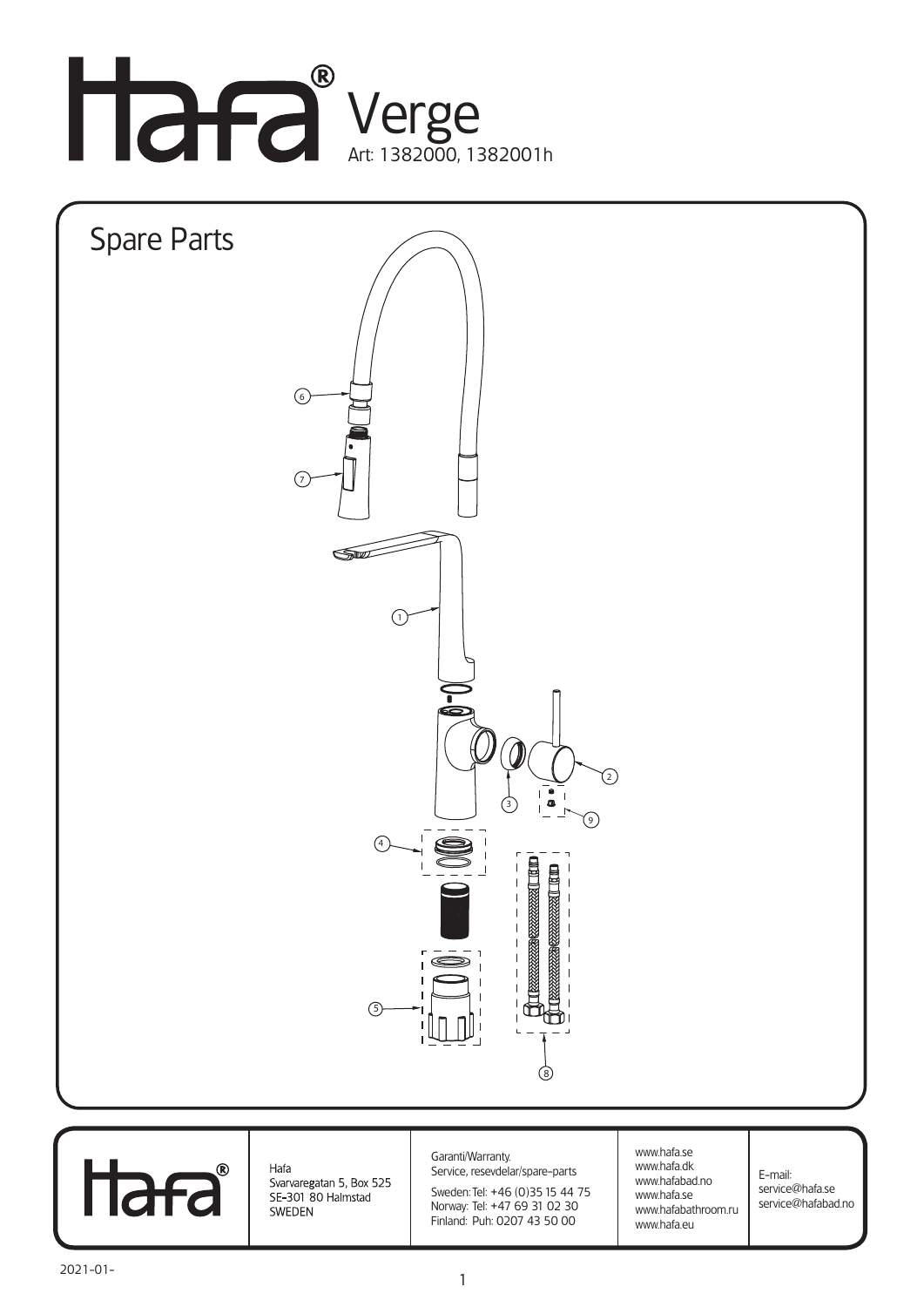# Hafa® Verge

Art: 1382000, 1382001h

## Spare Parts

1
2
3
4
5
6
7
8
9

| Hafa | Garanti/Warranty. | www.hafa.se | E-mail: |
|---|---|---|---|
| Svarvaregatan 5, Box 525 | Service, resevdelar/spare-parts | www.hafa.dk | service@hafa.se |
| SE-301 80 Halmstad | Sweden: Tel: +46 (0)35 15 44 75 | www.hafabad.no | service@hafabad.no |
| SWEDEN | Norway: Tel: +47 69 31 02 30 | www.hafa.se | |
| | Finland: Puh: 0207 43 50 00 | www.hafabathroom.ru | |
| | | www.hafa.eu | |

2021-01-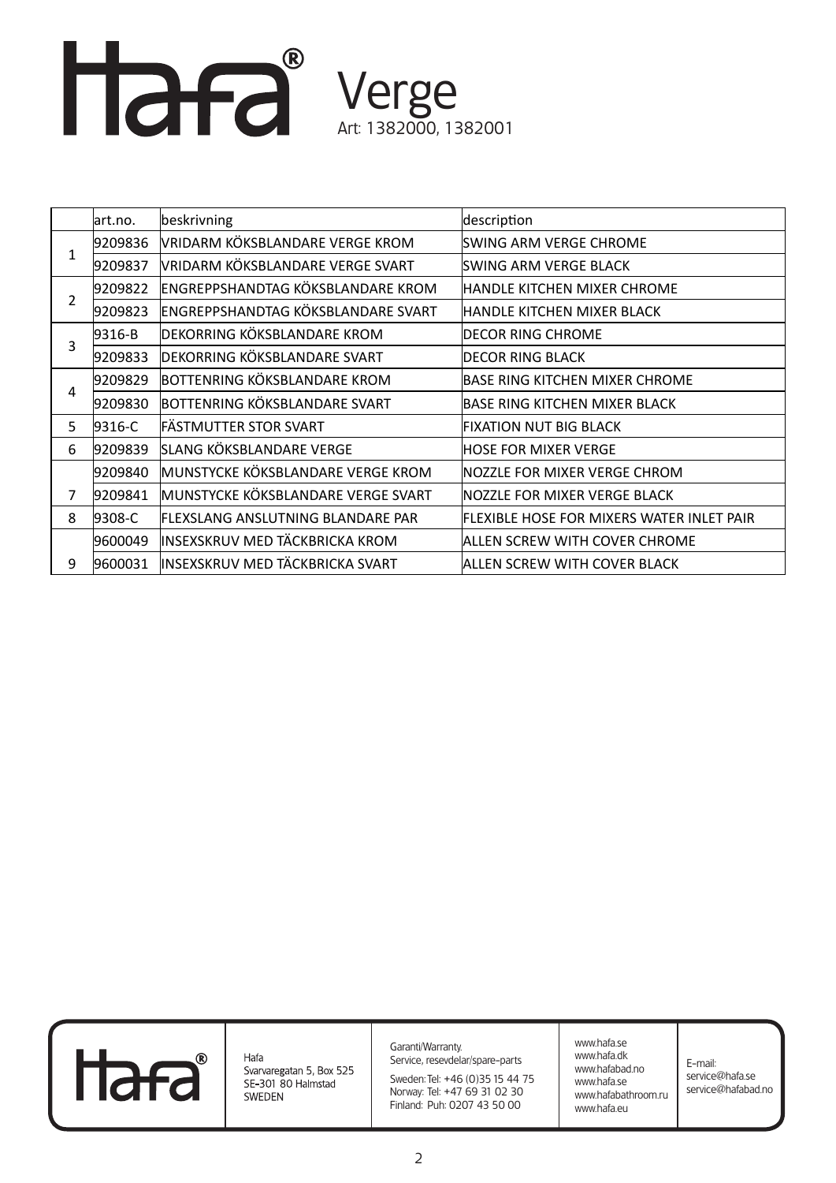# Hafa® Verge

Art: 1382000, 1382001

| | art.no. | beskrivning | description |
|---|---|---|---|
| 1 | 9209836 | VRIDARM KÖKSBLANDARE VERGE KROM | SWING ARM VERGE CHROME |
| | 9209837 | VRIDARM KÖKSBLANDARE VERGE SVART | SWING ARM VERGE BLACK |
| 2 | 9209822 | ENGREPPSHANDTAG KÖKSBLANDARE KROM | HANDLE KITCHEN MIXER CHROME |
| | 9209823 | ENGREPPSHANDTAG KÖKSBLANDARE SVART | HANDLE KITCHEN MIXER BLACK |
| 3 | 9316-B | DEKORRING KÖKSBLANDARE KROM | DECOR RING CHROME |
| | 9209833 | DEKORRING KÖKSBLANDARE SVART | DECOR RING BLACK |
| 4 | 9209829 | BOTTENRING KÖKSBLANDARE KROM | BASE RING KITCHEN MIXER CHROME |
| | 9209830 | BOTTENRING KÖKSBLANDARE SVART | BASE RING KITCHEN MIXER BLACK |
| 5 | 9316-C | FÄSTMUTTER STOR SVART | FIXATION NUT BIG BLACK |
| 6 | 9209839 | SLANG KÖKSBLANDARE VERGE | HOSE FOR MIXER VERGE |
| 7 | 9209840 | MUNSTYCKE KÖKSBLANDARE VERGE KROM | NOZZLE FOR MIXER VERGE CHROM |
| | 9209841 | MUNSTYCKE KÖKSBLANDARE VERGE SVART | NOZZLE FOR MIXER VERGE BLACK |
| 8 | 9308-C | FLEXSLANG ANSLUTNING BLANDARE PAR | FLEXIBLE HOSE FOR MIXERS WATER INLET PAIR |
| 9 | 9600049 | INSEXSKRUV MED TÄCKBRICKA KROM | ALLEN SCREW WITH COVER CHROME |
| | 9600031 | INSEXSKRUV MED TÄCKBRICKA SVART | ALLEN SCREW WITH COVER BLACK |

Hafa®

Hafa
Svarvaregatan 5, Box 525
SE-301 80 Halmstad
SWEDEN

Garanti/Warranty.
Service, resevdelar/spare-parts

Sweden: Tel: +46 (0)35 15 44 75
Norway: Tel: +47 69 31 02 30
Finland: Puh: 0207 43 50 00

www.hafa.se
www.hafa.dk
www.hafabad.no
www.hafa.se
www.hafabathroom.ru
www.hafa.eu

E-mail:
service@hafa.se
service@hafabad.no